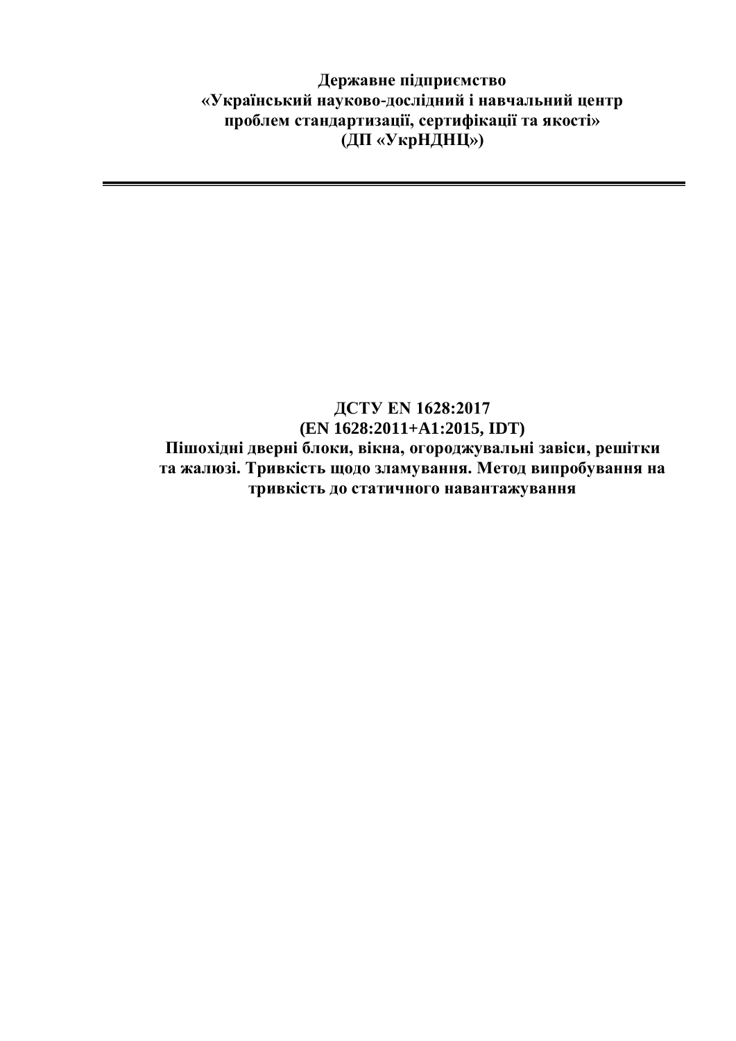**Державне підприємство**
**«Український науково-дослідний і навчальний центр**
**проблем стандартизації, сертифікації та якості»**
**(ДП «УкрНДНЦ»)**

---

# ДСТУ EN 1628:2017
# (EN 1628:2011+A1:2015, IDT)
# Пішохідні дверні блоки, вікна, огороджувальні завіси, решітки та жалюзі. Тривкість щодо зламування. Метод випробування на тривкість до статичного навантажування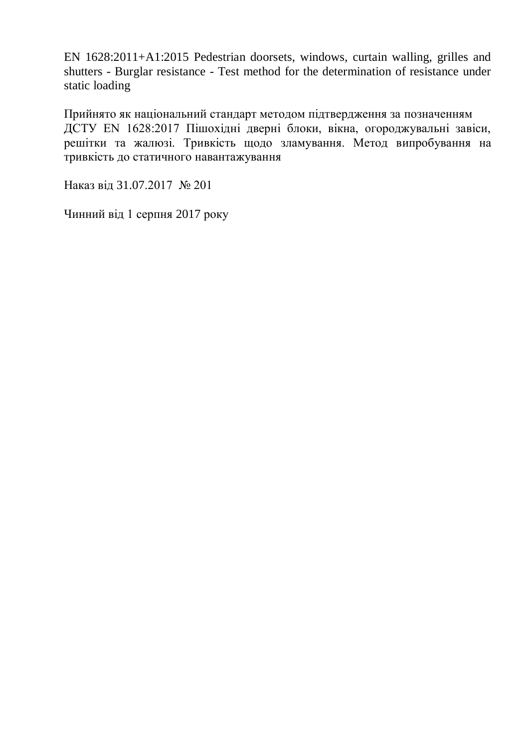EN 1628:2011+A1:2015 Pedestrian doorsets, windows, curtain walling, grilles and shutters - Burglar resistance - Test method for the determination of resistance under static loading

Прийнято як національний стандарт методом підтвердження за позначенням
ДСТУ EN 1628:2017 Пішохідні дверні блоки, вікна, огороджувальні завіси, решітки та жалюзі. Тривкість щодо зламування. Метод випробування на тривкість до статичного навантажування

Наказ від 31.07.2017 № 201

Чинний від 1 серпня 2017 року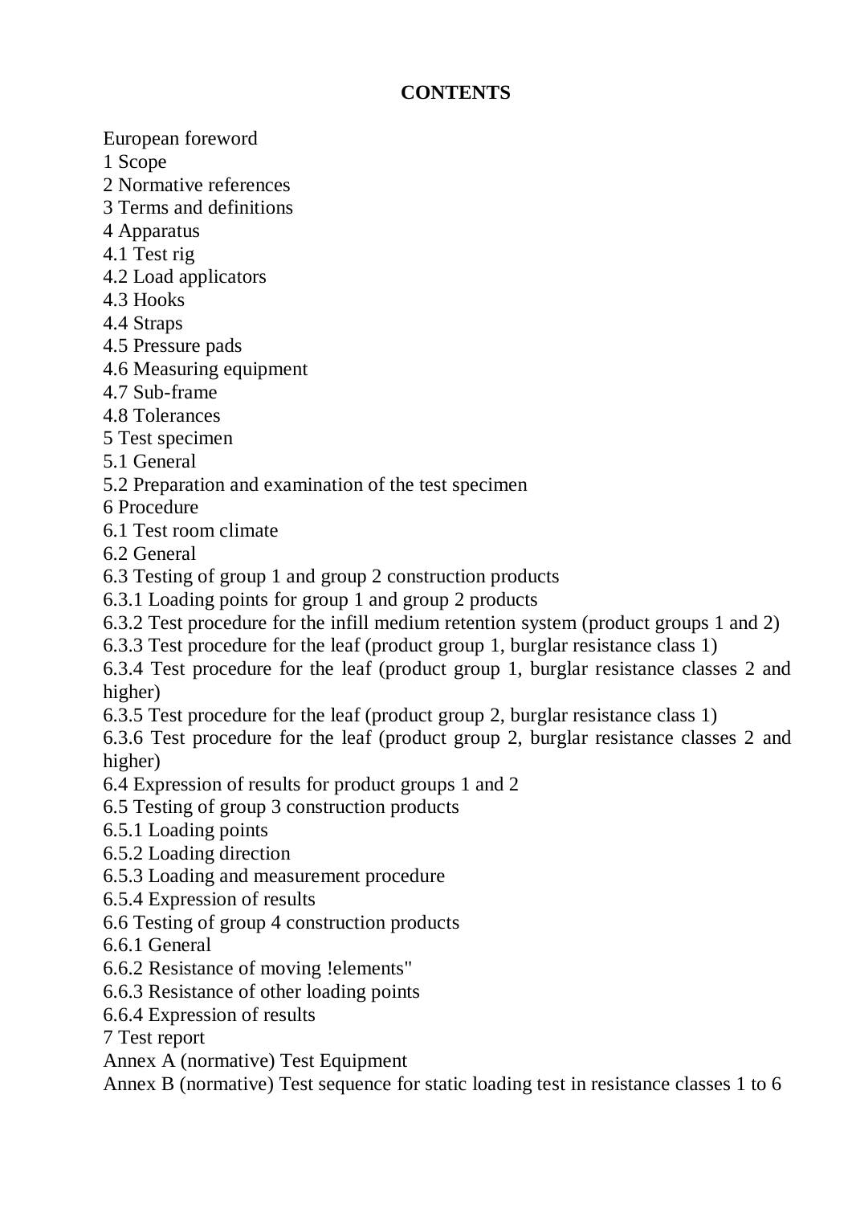# CONTENTS

European foreword
1 Scope
2 Normative references
3 Terms and definitions
4 Apparatus
4.1 Test rig
4.2 Load applicators
4.3 Hooks
4.4 Straps
4.5 Pressure pads
4.6 Measuring equipment
4.7 Sub-frame
4.8 Tolerances
5 Test specimen
5.1 General
5.2 Preparation and examination of the test specimen
6 Procedure
6.1 Test room climate
6.2 General
6.3 Testing of group 1 and group 2 construction products
6.3.1 Loading points for group 1 and group 2 products
6.3.2 Test procedure for the infill medium retention system (product groups 1 and 2)
6.3.3 Test procedure for the leaf (product group 1, burglar resistance class 1)
6.3.4 Test procedure for the leaf (product group 1, burglar resistance classes 2 and higher)
6.3.5 Test procedure for the leaf (product group 2, burglar resistance class 1)
6.3.6 Test procedure for the leaf (product group 2, burglar resistance classes 2 and higher)
6.4 Expression of results for product groups 1 and 2
6.5 Testing of group 3 construction products
6.5.1 Loading points
6.5.2 Loading direction
6.5.3 Loading and measurement procedure
6.5.4 Expression of results
6.6 Testing of group 4 construction products
6.6.1 General
6.6.2 Resistance of moving !elements"
6.6.3 Resistance of other loading points
6.6.4 Expression of results
7 Test report
Annex A (normative) Test Equipment
Annex B (normative) Test sequence for static loading test in resistance classes 1 to 6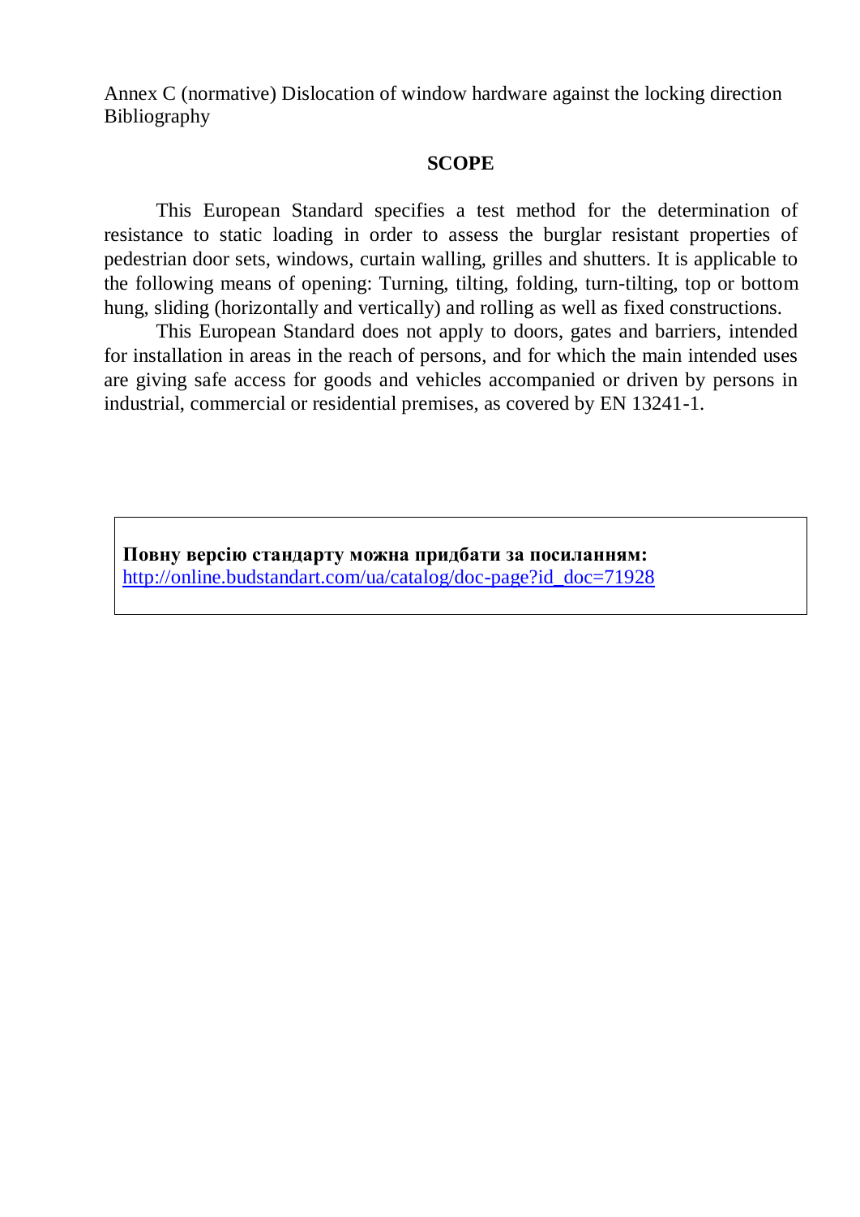Annex C (normative) Dislocation of window hardware against the locking direction
Bibliography

## SCOPE

This European Standard specifies a test method for the determination of resistance to static loading in order to assess the burglar resistant properties of pedestrian door sets, windows, curtain walling, grilles and shutters. It is applicable to the following means of opening: Turning, tilting, folding, turn-tilting, top or bottom hung, sliding (horizontally and vertically) and rolling as well as fixed constructions.

This European Standard does not apply to doors, gates and barriers, intended for installation in areas in the reach of persons, and for which the main intended uses are giving safe access for goods and vehicles accompanied or driven by persons in industrial, commercial or residential premises, as covered by EN 13241-1.

**Повну версію стандарту можна придбати за посиланням:**
http://online.budstandart.com/ua/catalog/doc-page?id_doc=71928